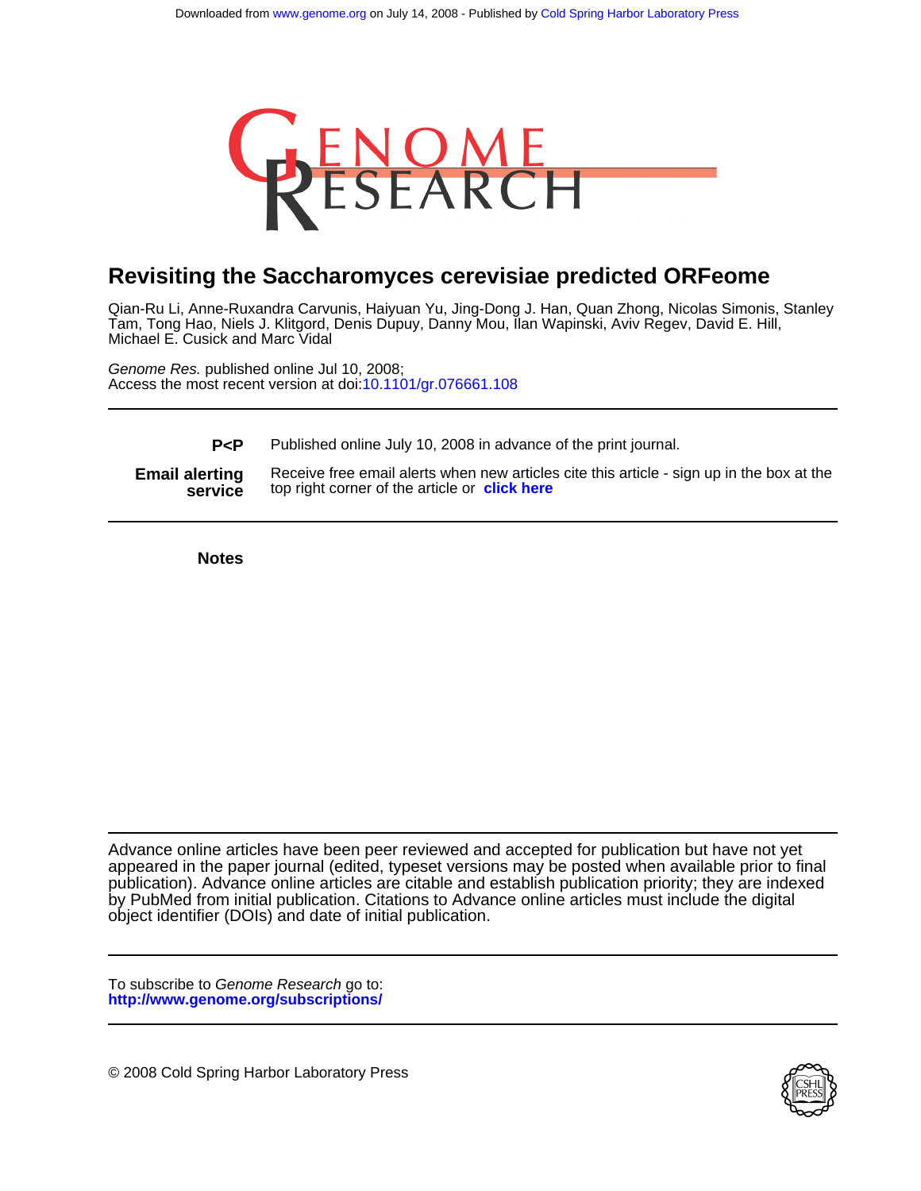Downloaded from www.genome.org on July 14, 2008 - Published by Cold Spring Harbor Laboratory Press

# Revisiting the Saccharomyces cerevisiae predicted ORFeome

Qian-Ru Li, Anne-Ruxandra Carvunis, Haiyuan Yu, Jing-Dong J. Han, Quan Zhong, Nicolas Simonis, Stanley Tam, Tong Hao, Niels J. Klitgord, Denis Dupuy, Danny Mou, Ilan Wapinski, Aviv Regev, David E. Hill, Michael E. Cusick and Marc Vidal

*Genome Res.* published online Jul 10, 2008;
Access the most recent version at doi:10.1101/gr.076661.108

---

| | |
|---|---|
| **P<P** | Published online July 10, 2008 in advance of the print journal. |
| **Email alerting service** | Receive free email alerts when new articles cite this article - sign up in the box at the top right corner of the article or **click here** |

---

**Notes**

---

Advance online articles have been peer reviewed and accepted for publication but have not yet appeared in the paper journal (edited, typeset versions may be posted when available prior to final publication). Advance online articles are citable and establish publication priority; they are indexed by PubMed from initial publication. Citations to Advance online articles must include the digital object identifier (DOIs) and date of initial publication.

---

To subscribe to *Genome Research* go to:
**http://www.genome.org/subscriptions/**

---

© 2008 Cold Spring Harbor Laboratory Press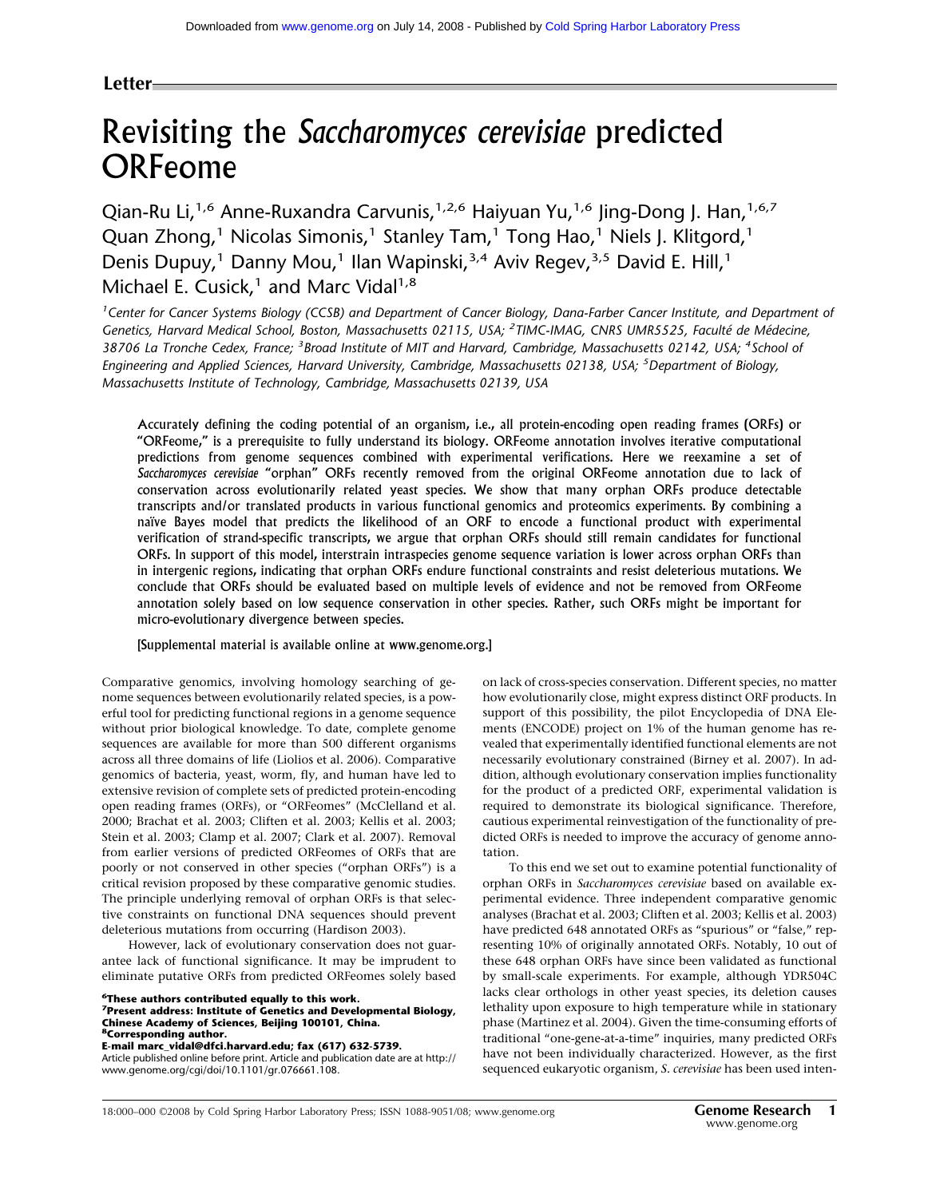Letter

# Revisiting the *Saccharomyces cerevisiae* predicted ORFeome

Qian-Ru Li,[1,6] Anne-Ruxandra Carvunis,[1,2,6] Haiyuan Yu,[1,6] Jing-Dong J. Han,[1,6,7] Quan Zhong,[1] Nicolas Simonis,[1] Stanley Tam,[1] Tong Hao,[1] Niels J. Klitgord,[1] Denis Dupuy,[1] Danny Mou,[1] Ilan Wapinski,[3,4] Aviv Regev,[3,5] David E. Hill,[1] Michael E. Cusick,[1] and Marc Vidal[1,8]

[1]Center for Cancer Systems Biology (CCSB) and Department of Cancer Biology, Dana-Farber Cancer Institute, and Department of Genetics, Harvard Medical School, Boston, Massachusetts 02115, USA; [2]TIMC-IMAG, CNRS UMR5525, Faculté de Médecine, 38706 La Tronche Cedex, France; [3]Broad Institute of MIT and Harvard, Cambridge, Massachusetts 02142, USA; [4]School of Engineering and Applied Sciences, Harvard University, Cambridge, Massachusetts 02138, USA; [5]Department of Biology, Massachusetts Institute of Technology, Cambridge, Massachusetts 02139, USA

**Accurately defining the coding potential of an organism, i.e., all protein-encoding open reading frames (ORFs) or "ORFeome," is a prerequisite to fully understand its biology. ORFeome annotation involves iterative computational predictions from genome sequences combined with experimental verifications. Here we reexamine a set of *Saccharomyces cerevisiae* "orphan" ORFs recently removed from the original ORFeome annotation due to lack of conservation across evolutionarily related yeast species. We show that many orphan ORFs produce detectable transcripts and/or translated products in various functional genomics and proteomics experiments. By combining a naïve Bayes model that predicts the likelihood of an ORF to encode a functional product with experimental verification of strand-specific transcripts, we argue that orphan ORFs should still remain candidates for functional ORFs. In support of this model, interstrain intraspecies genome sequence variation is lower across orphan ORFs than in intergenic regions, indicating that orphan ORFs endure functional constraints and resist deleterious mutations. We conclude that ORFs should be evaluated based on multiple levels of evidence and not be removed from ORFeome annotation solely based on low sequence conservation in other species. Rather, such ORFs might be important for micro-evolutionary divergence between species.**

[Supplemental material is available online at www.genome.org.]

Comparative genomics, involving homology searching of genome sequences between evolutionarily related species, is a powerful tool for predicting functional regions in a genome sequence without prior biological knowledge. To date, complete genome sequences are available for more than 500 different organisms across all three domains of life (Liolios et al. 2006). Comparative genomics of bacteria, yeast, worm, fly, and human have led to extensive revision of complete sets of predicted protein-encoding open reading frames (ORFs), or "ORFeomes" (McClelland et al. 2000; Brachat et al. 2003; Cliften et al. 2003; Kellis et al. 2003; Stein et al. 2003; Clamp et al. 2007; Clark et al. 2007). Removal from earlier versions of predicted ORFeomes of ORFs that are poorly or not conserved in other species ("orphan ORFs") is a critical revision proposed by these comparative genomic studies. The principle underlying removal of orphan ORFs is that selective constraints on functional DNA sequences should prevent deleterious mutations from occurring (Hardison 2003).

However, lack of evolutionary conservation does not guarantee lack of functional significance. It may be imprudent to eliminate putative ORFs from predicted ORFeomes solely based on lack of cross-species conservation. Different species, no matter how evolutionarily close, might express distinct ORF products. In support of this possibility, the pilot Encyclopedia of DNA Elements (ENCODE) project on 1% of the human genome has revealed that experimentally identified functional elements are not necessarily evolutionary constrained (Birney et al. 2007). In addition, although evolutionary conservation implies functionality for the product of a predicted ORF, experimental validation is required to demonstrate its biological significance. Therefore, cautious experimental reinvestigation of the functionality of predicted ORFs is needed to improve the accuracy of genome annotation.

To this end we set out to examine potential functionality of orphan ORFs in *Saccharomyces cerevisiae* based on available experimental evidence. Three independent comparative genomic analyses (Brachat et al. 2003; Cliften et al. 2003; Kellis et al. 2003) have predicted 648 annotated ORFs as "spurious" or "false," representing 10% of originally annotated ORFs. Notably, 10 out of these 648 orphan ORFs have since been validated as functional by small-scale experiments. For example, although YDR504C lacks clear orthologs in other yeast species, its deletion causes lethality upon exposure to high temperature while in stationary phase (Martinez et al. 2004). Given the time-consuming efforts of traditional "one-gene-at-a-time" inquiries, many predicted ORFs have not been individually characterized. However, as the first sequenced eukaryotic organism, *S. cerevisiae* has been used inten-

[6]These authors contributed equally to this work.
[7]Present address: Institute of Genetics and Developmental Biology, Chinese Academy of Sciences, Beijing 100101, China.
[8]Corresponding author.
E-mail marc_vidal@dfci.harvard.edu; fax (617) 632-5739.
Article published online before print. Article and publication date are at http://www.genome.org/cgi/doi/10.1101/gr.076661.108.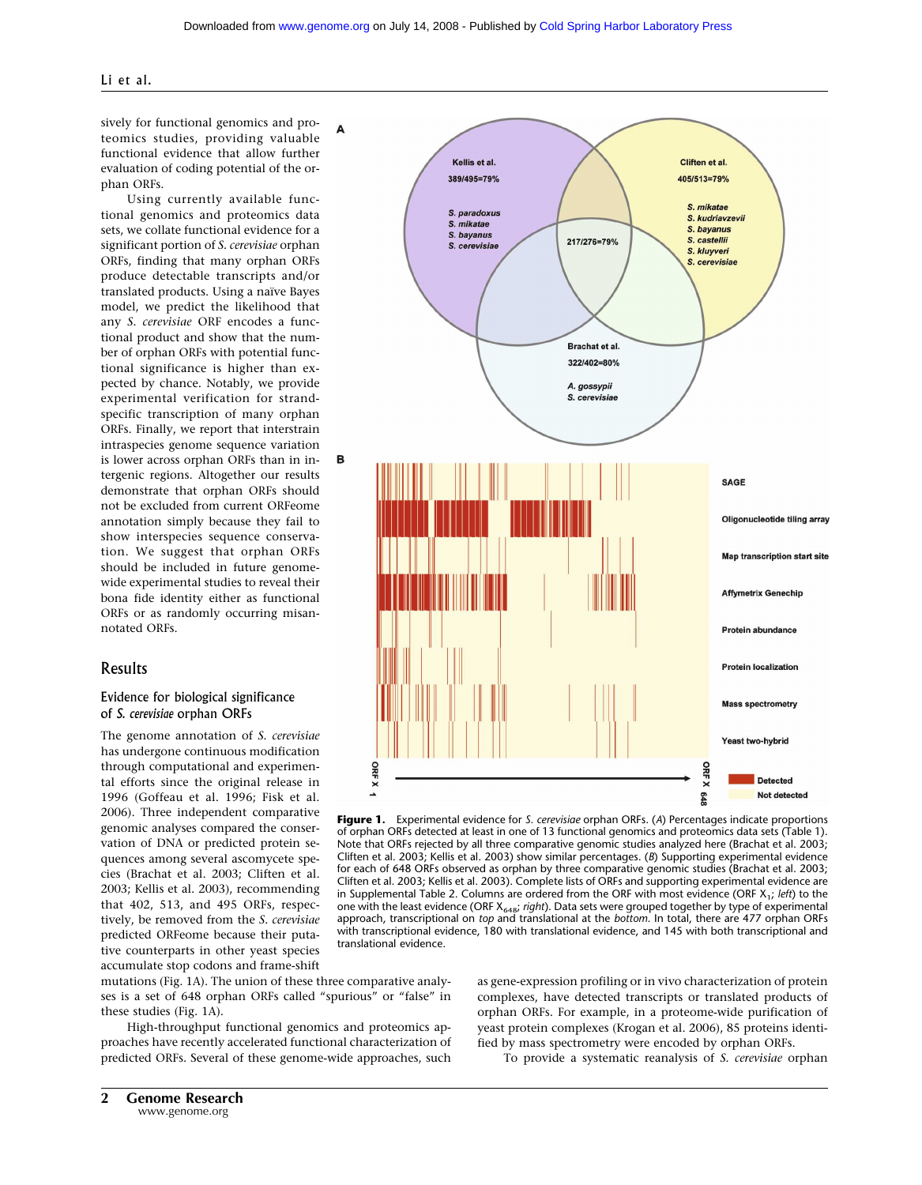sively for functional genomics and proteomics studies, providing valuable functional evidence that allow further evaluation of coding potential of the orphan ORFs.

Using currently available functional genomics and proteomics data sets, we collate functional evidence for a significant portion of *S. cerevisiae* orphan ORFs, finding that many orphan ORFs produce detectable transcripts and/or translated products. Using a naïve Bayes model, we predict the likelihood that any *S. cerevisiae* ORF encodes a functional product and show that the number of orphan ORFs with potential functional significance is higher than expected by chance. Notably, we provide experimental verification for strand-specific transcription of many orphan ORFs. Finally, we report that interstrain intraspecies genome sequence variation is lower across orphan ORFs than in intergenic regions. Altogether our results demonstrate that orphan ORFs should not be excluded from current ORFeome annotation simply because they fail to show interspecies sequence conservation. We suggest that orphan ORFs should be included in future genome-wide experimental studies to reveal their bona fide identity either as functional ORFs or as randomly occurring misannotated ORFs.

## Results

### Evidence for biological significance of *S. cerevisiae* orphan ORFs

The genome annotation of *S. cerevisiae* has undergone continuous modification through computational and experimental efforts since the original release in 1996 (Goffeau et al. 1996; Fisk et al. 2006). Three independent comparative genomic analyses compared the conservation of DNA or predicted protein sequences among several ascomycete species (Brachat et al. 2003; Cliften et al. 2003; Kellis et al. 2003), recommending that 402, 513, and 495 ORFs, respectively, be removed from the *S. cerevisiae* predicted ORFeome because their putative counterparts in other yeast species accumulate stop codons and frame-shift mutations (Fig. 1A). The union of these three comparative analyses is a set of 648 orphan ORFs called "spurious" or "false" in these studies (Fig. 1A).

**Figure 1.** Experimental evidence for *S. cerevisiae* orphan ORFs. (*A*) Percentages indicate proportions of orphan ORFs detected at least in one of 13 functional genomics and proteomics data sets (Table 1). Note that ORFs rejected by all three comparative genomic studies analyzed here (Brachat et al. 2003; Cliften et al. 2003; Kellis et al. 2003) show similar percentages. (*B*) Supporting experimental evidence for each of 648 ORFs observed as orphan by three comparative genomic studies (Brachat et al. 2003; Cliften et al. 2003; Kellis et al. 2003). Complete lists of ORFs and supporting experimental evidence are in Supplemental Table 2. Columns are ordered from the ORF with most evidence (ORF $X_1$; *left*) to the one with the least evidence (ORF $X_{648}$; *right*). Data sets were grouped together by type of experimental approach, transcriptional on *top* and translational at the *bottom*. In total, there are 477 orphan ORFs with transcriptional evidence, 180 with translational evidence, and 145 with both transcriptional and translational evidence.

High-throughput functional genomics and proteomics approaches have recently accelerated functional characterization of predicted ORFs. Several of these genome-wide approaches, such as gene-expression profiling or in vivo characterization of protein complexes, have detected transcripts or translated products of orphan ORFs. For example, in a proteome-wide purification of yeast protein complexes (Krogan et al. 2006), 85 proteins identified by mass spectrometry were encoded by orphan ORFs.

To provide a systematic reanalysis of *S. cerevisiae* orphan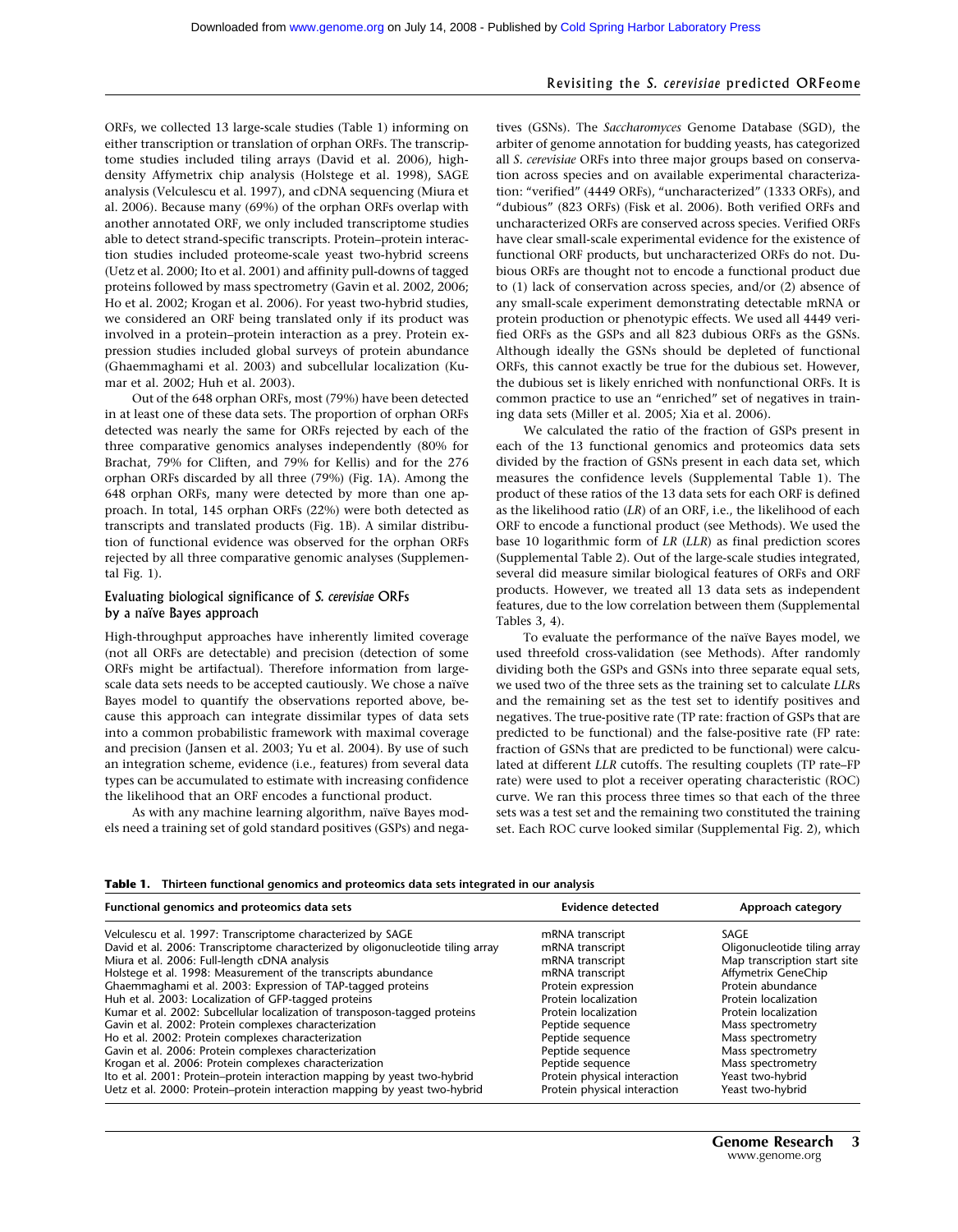ORFs, we collected 13 large-scale studies (Table 1) informing on either transcription or translation of orphan ORFs. The transcriptome studies included tiling arrays (David et al. 2006), high-density Affymetrix chip analysis (Holstege et al. 1998), SAGE analysis (Velculescu et al. 1997), and cDNA sequencing (Miura et al. 2006). Because many (69%) of the orphan ORFs overlap with another annotated ORF, we only included transcriptome studies able to detect strand-specific transcripts. Protein–protein interaction studies included proteome-scale yeast two-hybrid screens (Uetz et al. 2000; Ito et al. 2001) and affinity pull-downs of tagged proteins followed by mass spectrometry (Gavin et al. 2002, 2006; Ho et al. 2002; Krogan et al. 2006). For yeast two-hybrid studies, we considered an ORF being translated only if its product was involved in a protein–protein interaction as a prey. Protein expression studies included global surveys of protein abundance (Ghaemmaghami et al. 2003) and subcellular localization (Kumar et al. 2002; Huh et al. 2003).

Out of the 648 orphan ORFs, most (79%) have been detected in at least one of these data sets. The proportion of orphan ORFs detected was nearly the same for ORFs rejected by each of the three comparative genomics analyses independently (80% for Brachat, 79% for Cliften, and 79% for Kellis) and for the 276 orphan ORFs discarded by all three (79%) (Fig. 1A). Among the 648 orphan ORFs, many were detected by more than one approach. In total, 145 orphan ORFs (22%) were both detected as transcripts and translated products (Fig. 1B). A similar distribution of functional evidence was observed for the orphan ORFs rejected by all three comparative genomic analyses (Supplemental Fig. 1).

## Evaluating biological significance of *S. cerevisiae* ORFs by a naïve Bayes approach

High-throughput approaches have inherently limited coverage (not all ORFs are detectable) and precision (detection of some ORFs might be artifactual). Therefore information from large-scale data sets needs to be accepted cautiously. We chose a naïve Bayes model to quantify the observations reported above, because this approach can integrate dissimilar types of data sets into a common probabilistic framework with maximal coverage and precision (Jansen et al. 2003; Yu et al. 2004). By use of such an integration scheme, evidence (i.e., features) from several data types can be accumulated to estimate with increasing confidence the likelihood that an ORF encodes a functional product.

As with any machine learning algorithm, naïve Bayes models need a training set of gold standard positives (GSPs) and negatives (GSNs). The *Saccharomyces* Genome Database (SGD), the arbiter of genome annotation for budding yeasts, has categorized all *S. cerevisiae* ORFs into three major groups based on conservation across species and on available experimental characterization: "verified" (4449 ORFs), "uncharacterized" (1333 ORFs), and "dubious" (823 ORFs) (Fisk et al. 2006). Both verified ORFs and uncharacterized ORFs are conserved across species. Verified ORFs have clear small-scale experimental evidence for the existence of functional ORF products, but uncharacterized ORFs do not. Dubious ORFs are thought not to encode a functional product due to (1) lack of conservation across species, and/or (2) absence of any small-scale experiment demonstrating detectable mRNA or protein production or phenotypic effects. We used all 4449 verified ORFs as the GSPs and all 823 dubious ORFs as the GSNs. Although ideally the GSNs should be depleted of functional ORFs, this cannot exactly be true for the dubious set. However, the dubious set is likely enriched with nonfunctional ORFs. It is common practice to use an "enriched" set of negatives in training data sets (Miller et al. 2005; Xia et al. 2006).

We calculated the ratio of the fraction of GSPs present in each of the 13 functional genomics and proteomics data sets divided by the fraction of GSNs present in each data set, which measures the confidence levels (Supplemental Table 1). The product of these ratios of the 13 data sets for each ORF is defined as the likelihood ratio (*LR*) of an ORF, i.e., the likelihood of each ORF to encode a functional product (see Methods). We used the base 10 logarithmic form of *LR* (*LLR*) as final prediction scores (Supplemental Table 2). Out of the large-scale studies integrated, several did measure similar biological features of ORFs and ORF products. However, we treated all 13 data sets as independent features, due to the low correlation between them (Supplemental Tables 3, 4).

To evaluate the performance of the naïve Bayes model, we used threefold cross-validation (see Methods). After randomly dividing both the GSPs and GSNs into three separate equal sets, we used two of the three sets as the training set to calculate *LLR*s and the remaining set as the test set to identify positives and negatives. The true-positive rate (TP rate: fraction of GSPs that are predicted to be functional) and the false-positive rate (FP rate: fraction of GSNs that are predicted to be functional) were calculated at different *LLR* cutoffs. The resulting couplets (TP rate–FP rate) were used to plot a receiver operating characteristic (ROC) curve. We ran this process three times so that each of the three sets was a test set and the remaining two constituted the training set. Each ROC curve looked similar (Supplemental Fig. 2), which

**Table 1.** Thirteen functional genomics and proteomics data sets integrated in our analysis

| Functional genomics and proteomics data sets | Evidence detected | Approach category |
|---|---|---|
| Velculescu et al. 1997: Transcriptome characterized by SAGE | mRNA transcript | SAGE |
| David et al. 2006: Transcriptome characterized by oligonucleotide tiling array | mRNA transcript | Oligonucleotide tiling array |
| Miura et al. 2006: Full-length cDNA analysis | mRNA transcript | Map transcription start site |
| Holstege et al. 1998: Measurement of the transcripts abundance | mRNA transcript | Affymetrix GeneChip |
| Ghaemmaghami et al. 2003: Expression of TAP-tagged proteins | Protein expression | Protein abundance |
| Huh et al. 2003: Localization of GFP-tagged proteins | Protein localization | Protein localization |
| Kumar et al. 2002: Subcellular localization of transposon-tagged proteins | Protein localization | Protein localization |
| Gavin et al. 2002: Protein complexes characterization | Peptide sequence | Mass spectrometry |
| Ho et al. 2002: Protein complexes characterization | Peptide sequence | Mass spectrometry |
| Gavin et al. 2006: Protein complexes characterization | Peptide sequence | Mass spectrometry |
| Krogan et al. 2006: Protein complexes characterization | Peptide sequence | Mass spectrometry |
| Ito et al. 2001: Protein–protein interaction mapping by yeast two-hybrid | Protein physical interaction | Yeast two-hybrid |
| Uetz et al. 2000: Protein–protein interaction mapping by yeast two-hybrid | Protein physical interaction | Yeast two-hybrid |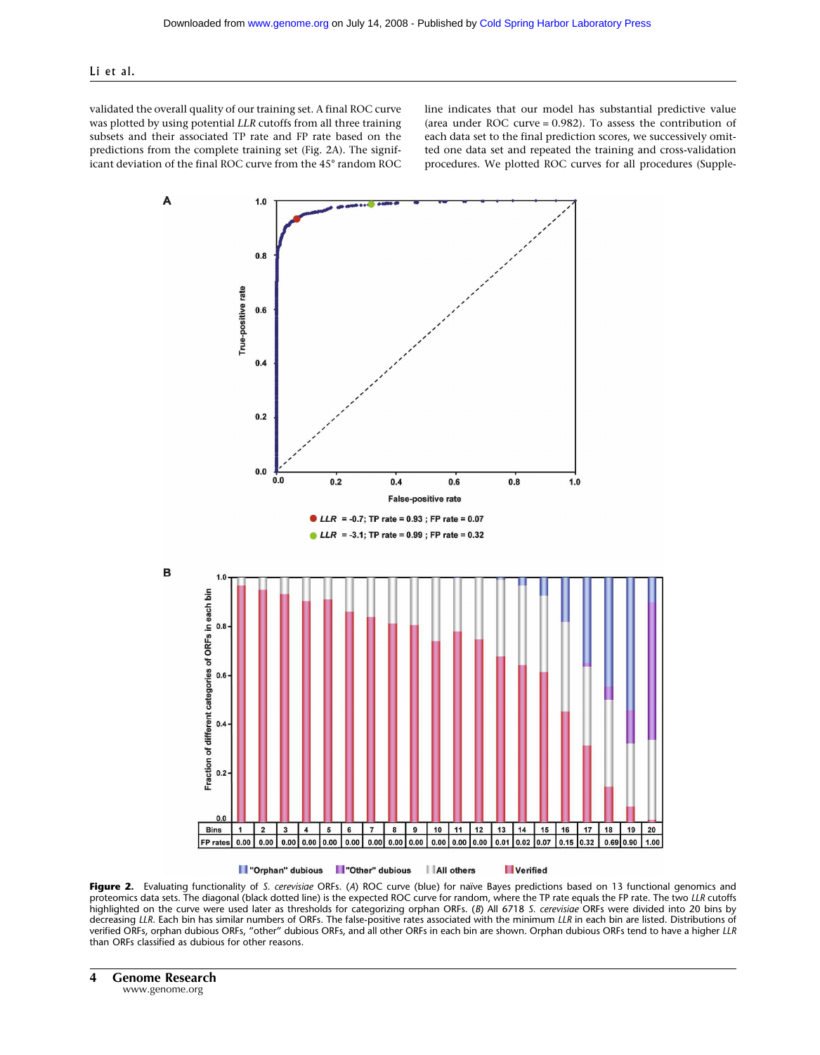validated the overall quality of our training set. A final ROC curve was plotted by using potential *LLR* cutoffs from all three training subsets and their associated TP rate and FP rate based on the predictions from the complete training set (Fig. 2A). The significant deviation of the final ROC curve from the 45° random ROC line indicates that our model has substantial predictive value (area under ROC curve = 0.982). To assess the contribution of each data set to the final prediction scores, we successively omitted one data set and repeated the training and cross-validation procedures. We plotted ROC curves for all procedures (Supple-

**Figure 2.** Evaluating functionality of *S. cerevisiae* ORFs. (*A*) ROC curve (blue) for naïve Bayes predictions based on 13 functional genomics and proteomics data sets. The diagonal (black dotted line) is the expected ROC curve for random, where the TP rate equals the FP rate. The two *LLR* cutoffs highlighted on the curve were used later as thresholds for categorizing orphan ORFs. (*B*) All 6718 *S. cerevisiae* ORFs were divided into 20 bins by decreasing *LLR*. Each bin has similar numbers of ORFs. The false-positive rates associated with the minimum *LLR* in each bin are listed. Distributions of verified ORFs, orphan dubious ORFs, "other" dubious ORFs, and all other ORFs in each bin are shown. Orphan dubious ORFs tend to have a higher *LLR* than ORFs classified as dubious for other reasons.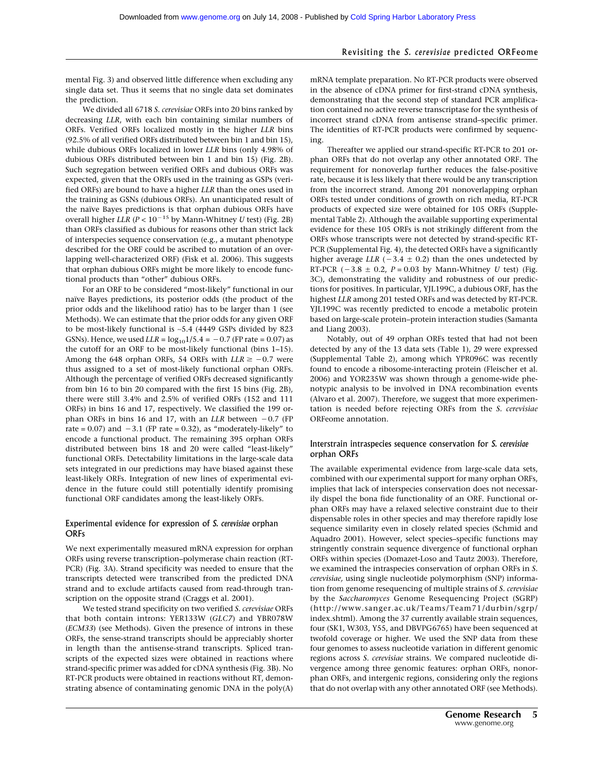mental Fig. 3) and observed little difference when excluding any single data set. Thus it seems that no single data set dominates the prediction.

We divided all 6718 *S. cerevisiae* ORFs into 20 bins ranked by decreasing *LLR*, with each bin containing similar numbers of ORFs. Verified ORFs localized mostly in the higher *LLR* bins (92.5% of all verified ORFs distributed between bin 1 and bin 15), while dubious ORFs localized in lower *LLR* bins (only 4.98% of dubious ORFs distributed between bin 1 and bin 15) (Fig. 2B). Such segregation between verified ORFs and dubious ORFs was expected, given that the ORFs used in the training as GSPs (verified ORFs) are bound to have a higher *LLR* than the ones used in the training as GSNs (dubious ORFs). An unanticipated result of the naïve Bayes predictions is that orphan dubious ORFs have overall higher *LLR* ($P < 10^{-15}$ by Mann-Whitney *U* test) (Fig. 2B) than ORFs classified as dubious for reasons other than strict lack of interspecies sequence conservation (e.g., a mutant phenotype described for the ORF could be ascribed to mutation of an overlapping well-characterized ORF) (Fisk et al. 2006). This suggests that orphan dubious ORFs might be more likely to encode functional products than "other" dubious ORFs.

For an ORF to be considered "most-likely" functional in our naïve Bayes predictions, its posterior odds (the product of the prior odds and the likelihood ratio) has to be larger than 1 (see Methods). We can estimate that the prior odds for any given ORF to be most-likely functional is ~5.4 (4449 GSPs divided by 823 GSNs). Hence, we used $LLR = \log_{10}1/5.4 = -0.7$ (FP rate = 0.07) as the cutoff for an ORF to be most-likely functional (bins 1–15). Among the 648 orphan ORFs, 54 ORFs with $LLR \geq -0.7$ were thus assigned to a set of most-likely functional orphan ORFs. Although the percentage of verified ORFs decreased significantly from bin 16 to bin 20 compared with the first 15 bins (Fig. 2B), there were still 3.4% and 2.5% of verified ORFs (152 and 111 ORFs) in bins 16 and 17, respectively. We classified the 199 orphan ORFs in bins 16 and 17, with an *LLR* between $-0.7$ (FP rate = 0.07) and $-3.1$ (FP rate = 0.32), as "moderately-likely" to encode a functional product. The remaining 395 orphan ORFs distributed between bins 18 and 20 were called "least-likely" functional ORFs. Detectability limitations in the large-scale data sets integrated in our predictions may have biased against these least-likely ORFs. Integration of new lines of experimental evidence in the future could still potentially identify promising functional ORF candidates among the least-likely ORFs.

## Experimental evidence for expression of *S. cerevisiae* orphan ORFs

We next experimentally measured mRNA expression for orphan ORFs using reverse transcription–polymerase chain reaction (RT-PCR) (Fig. 3A). Strand specificity was needed to ensure that the transcripts detected were transcribed from the predicted DNA strand and to exclude artifacts caused from read-through transcription on the opposite strand (Craggs et al. 2001).

We tested strand specificity on two verified *S. cerevisiae* ORFs that both contain introns: YER133W (*GLC7*) and YBR078W (*ECM33*) (see Methods). Given the presence of introns in these ORFs, the sense-strand transcripts should be appreciably shorter in length than the antisense-strand transcripts. Spliced transcripts of the expected sizes were obtained in reactions where strand-specific primer was added for cDNA synthesis (Fig. 3B). No RT-PCR products were obtained in reactions without RT, demonstrating absence of contaminating genomic DNA in the poly(A) mRNA template preparation. No RT-PCR products were observed in the absence of cDNA primer for first-strand cDNA synthesis, demonstrating that the second step of standard PCR amplification contained no active reverse transcriptase for the synthesis of incorrect strand cDNA from antisense strand–specific primer. The identities of RT-PCR products were confirmed by sequencing.

Thereafter we applied our strand-specific RT-PCR to 201 orphan ORFs that do not overlap any other annotated ORF. The requirement for nonoverlap further reduces the false-positive rate, because it is less likely that there would be any transcription from the incorrect strand. Among 201 nonoverlapping orphan ORFs tested under conditions of growth on rich media, RT-PCR products of expected size were obtained for 105 ORFs (Supplemental Table 2). Although the available supporting experimental evidence for these 105 ORFs is not strikingly different from the ORFs whose transcripts were not detected by strand-specific RT-PCR (Supplemental Fig. 4), the detected ORFs have a significantly higher average *LLR* ($-3.4 \pm 0.2$) than the ones undetected by RT-PCR ($-3.8 \pm 0.2$, $P = 0.03$ by Mann-Whitney *U* test) (Fig. 3C), demonstrating the validity and robustness of our predictions for positives. In particular, YJL199C, a dubious ORF, has the highest *LLR* among 201 tested ORFs and was detected by RT-PCR. YJL199C was recently predicted to encode a metabolic protein based on large-scale protein–protein interaction studies (Samanta and Liang 2003).

Notably, out of 49 orphan ORFs tested that had not been detected by any of the 13 data sets (Table 1), 29 were expressed (Supplemental Table 2), among which YPR096C was recently found to encode a ribosome-interacting protein (Fleischer et al. 2006) and YOR235W was shown through a genome-wide phenotypic analysis to be involved in DNA recombination events (Alvaro et al. 2007). Therefore, we suggest that more experimentation is needed before rejecting ORFs from the *S. cerevisiae* ORFeome annotation.

## Interstrain intraspecies sequence conservation for *S. cerevisiae* orphan ORFs

The available experimental evidence from large-scale data sets, combined with our experimental support for many orphan ORFs, implies that lack of interspecies conservation does not necessarily dispel the bona fide functionality of an ORF. Functional orphan ORFs may have a relaxed selective constraint due to their dispensable roles in other species and may therefore rapidly lose sequence similarity even in closely related species (Schmid and Aquadro 2001). However, select species–specific functions may stringently constrain sequence divergence of functional orphan ORFs within species (Domazet-Loso and Tautz 2003). Therefore, we examined the intraspecies conservation of orphan ORFs in *S. cerevisiae,* using single nucleotide polymorphism (SNP) information from genome resequencing of multiple strains of *S. cerevisiae* by the *Saccharomyces* Genome Resequencing Project (SGRP) (http://www.sanger.ac.uk/Teams/Team71/durbin/sgrp/index.shtml). Among the 37 currently available strain sequences, four (SK1, W303, Y55, and DBVPG6765) have been sequenced at twofold coverage or higher. We used the SNP data from these four genomes to assess nucleotide variation in different genomic regions across *S. cerevisiae* strains. We compared nucleotide divergence among three genomic features: orphan ORFs, nonorphan ORFs, and intergenic regions, considering only the regions that do not overlap with any other annotated ORF (see Methods).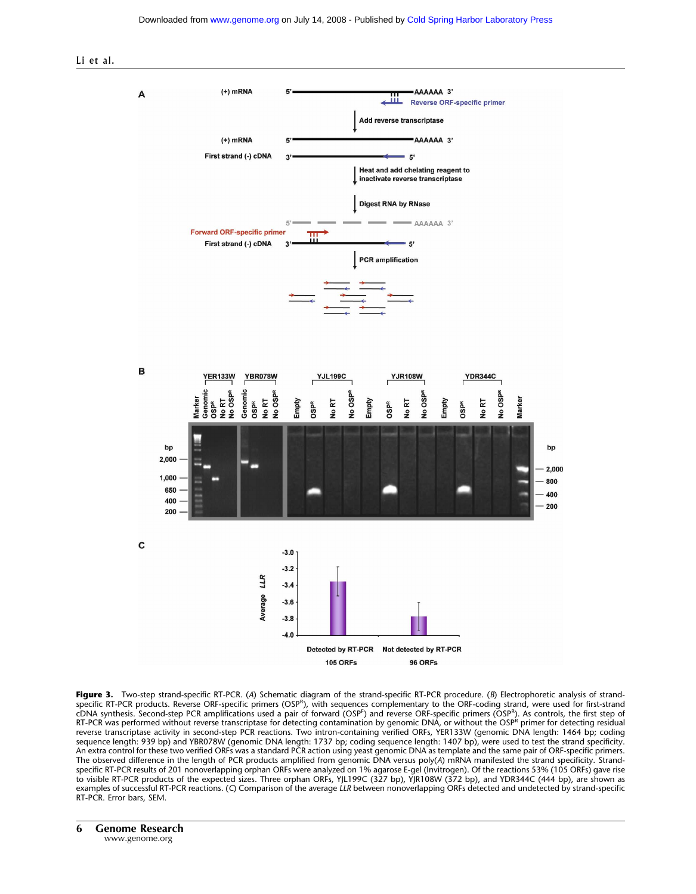**Figure 3.** Two-step strand-specific RT-PCR. (*A*) Schematic diagram of the strand-specific RT-PCR procedure. (*B*) Electrophoretic analysis of strand-specific RT-PCR products. Reverse ORF-specific primers ($OSP^R$), with sequences complementary to the ORF-coding strand, were used for first-strand cDNA synthesis. Second-step PCR amplifications used a pair of forward ($OSP^F$) and reverse ORF-specific primers ($OSP^R$). As controls, the first step of RT-PCR was performed without reverse transcriptase for detecting contamination by genomic DNA, or without the $OSP^R$ primer for detecting residual reverse transcriptase activity in second-step PCR reactions. Two intron-containing verified ORFs, YER133W (genomic DNA length: 1464 bp; coding sequence length: 939 bp) and YBR078W (genomic DNA length: 1737 bp; coding sequence length: 1407 bp), were used to test the strand specificity. An extra control for these two verified ORFs was a standard PCR action using yeast genomic DNA as template and the same pair of ORF-specific primers. The observed difference in the length of PCR products amplified from genomic DNA versus poly(*A*) mRNA manifested the strand specificity. Strand-specific RT-PCR results of 201 nonoverlapping orphan ORFs were analyzed on 1% agarose E-gel (Invitrogen). Of the reactions 53% (105 ORFs) gave rise to visible RT-PCR products of the expected sizes. Three orphan ORFs, YJL199C (327 bp), YJR108W (372 bp), and YDR344C (444 bp), are shown as examples of successful RT-PCR reactions. (*C*) Comparison of the average *LLR* between nonoverlapping ORFs detected and undetected by strand-specific RT-PCR. Error bars, SEM.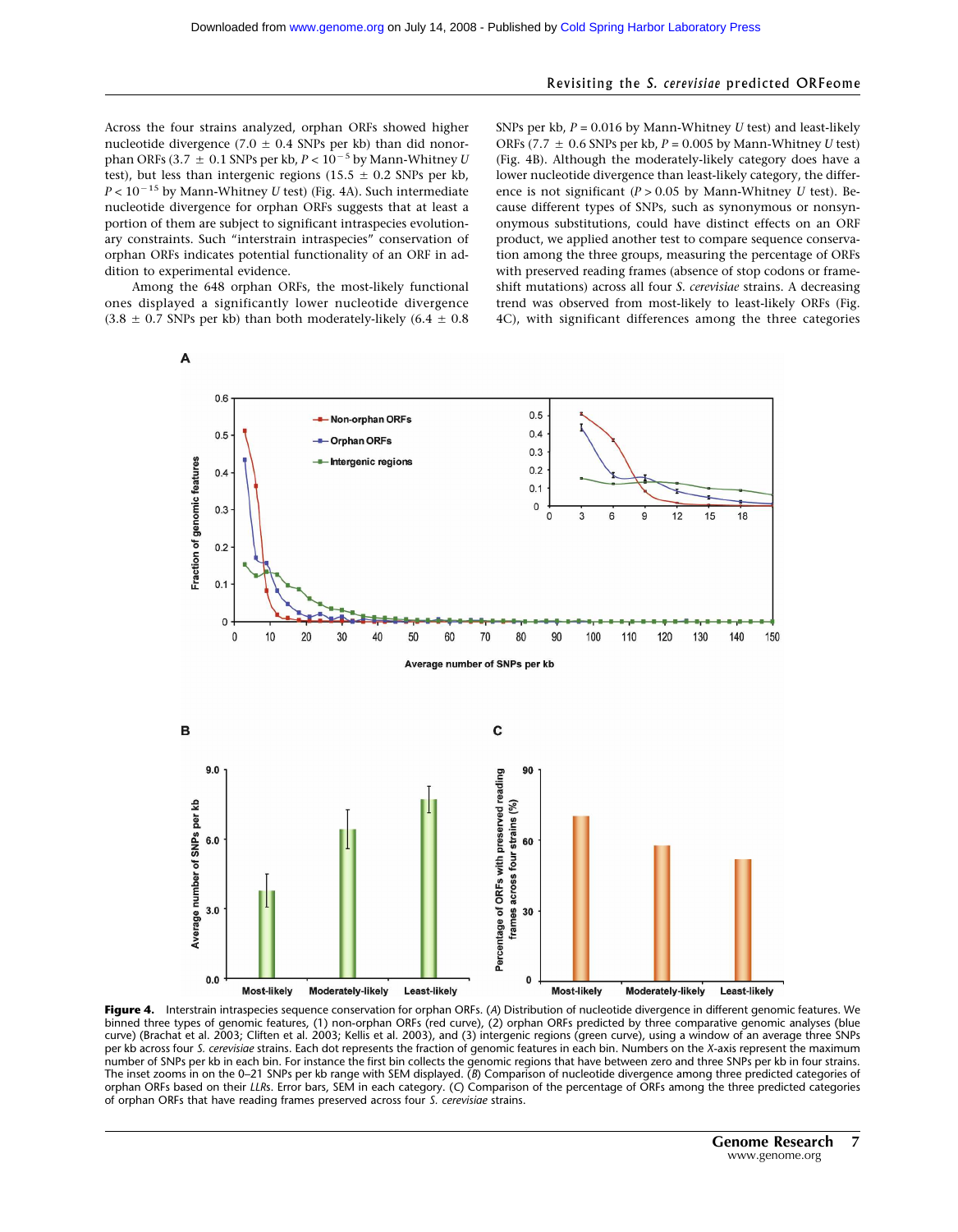Across the four strains analyzed, orphan ORFs showed higher nucleotide divergence (7.0 ± 0.4 SNPs per kb) than did nonorphan ORFs (3.7 ± 0.1 SNPs per kb, $P < 10^{-5}$ by Mann-Whitney $U$ test), but less than intergenic regions (15.5 ± 0.2 SNPs per kb, $P < 10^{-15}$ by Mann-Whitney $U$ test) (Fig. 4A). Such intermediate nucleotide divergence for orphan ORFs suggests that at least a portion of them are subject to significant intraspecies evolutionary constraints. Such "interstrain intraspecies" conservation of orphan ORFs indicates potential functionality of an ORF in addition to experimental evidence.

Among the 648 orphan ORFs, the most-likely functional ones displayed a significantly lower nucleotide divergence (3.8 ± 0.7 SNPs per kb) than both moderately-likely (6.4 ± 0.8 SNPs per kb, $P = 0.016$ by Mann-Whitney $U$ test) and least-likely ORFs (7.7 ± 0.6 SNPs per kb, $P = 0.005$ by Mann-Whitney $U$ test) (Fig. 4B). Although the moderately-likely category does have a lower nucleotide divergence than least-likely category, the difference is not significant ($P > 0.05$ by Mann-Whitney $U$ test). Because different types of SNPs, such as synonymous or nonsynonymous substitutions, could have distinct effects on an ORF product, we applied another test to compare sequence conservation among the three groups, measuring the percentage of ORFs with preserved reading frames (absence of stop codons or frameshift mutations) across all four *S. cerevisiae* strains. A decreasing trend was observed from most-likely to least-likely ORFs (Fig. 4C), with significant differences among the three categories

**Figure 4.** Interstrain intraspecies sequence conservation for orphan ORFs. (*A*) Distribution of nucleotide divergence in different genomic features. We binned three types of genomic features, (1) non-orphan ORFs (red curve), (2) orphan ORFs predicted by three comparative genomic analyses (blue curve) (Brachat et al. 2003; Cliften et al. 2003; Kellis et al. 2003), and (3) intergenic regions (green curve), using a window of an average three SNPs per kb across four *S. cerevisiae* strains. Each dot represents the fraction of genomic features in each bin. Numbers on the *X*-axis represent the maximum number of SNPs per kb in each bin. For instance the first bin collects the genomic regions that have between zero and three SNPs per kb in four strains. The inset zooms in on the 0–21 SNPs per kb range with SEM displayed. (*B*) Comparison of nucleotide divergence among three predicted categories of orphan ORFs based on their *LLR*s. Error bars, SEM in each category. (*C*) Comparison of the percentage of ORFs among the three predicted categories of orphan ORFs that have reading frames preserved across four *S. cerevisiae* strains.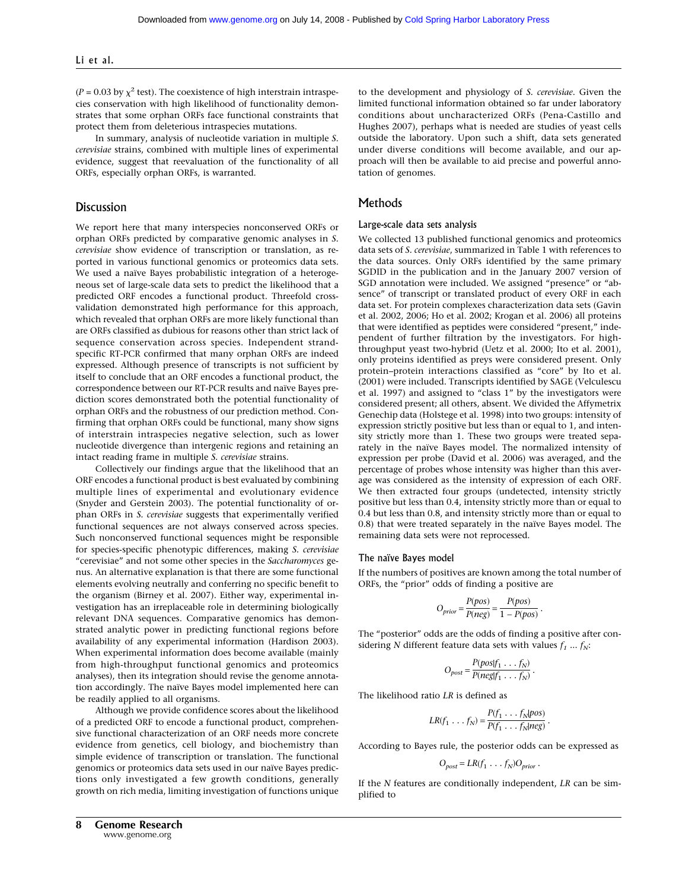($P = 0.03$ by $\chi^2$ test). The coexistence of high interstrain intraspecies conservation with high likelihood of functionality demonstrates that some orphan ORFs face functional constraints that protect them from deleterious intraspecies mutations.

In summary, analysis of nucleotide variation in multiple *S. cerevisiae* strains, combined with multiple lines of experimental evidence, suggest that reevaluation of the functionality of all ORFs, especially orphan ORFs, is warranted.

## Discussion

We report here that many interspecies nonconserved ORFs or orphan ORFs predicted by comparative genomic analyses in *S. cerevisiae* show evidence of transcription or translation, as reported in various functional genomics or proteomics data sets. We used a naïve Bayes probabilistic integration of a heterogeneous set of large-scale data sets to predict the likelihood that a predicted ORF encodes a functional product. Threefold cross-validation demonstrated high performance for this approach, which revealed that orphan ORFs are more likely functional than are ORFs classified as dubious for reasons other than strict lack of sequence conservation across species. Independent strand-specific RT-PCR confirmed that many orphan ORFs are indeed expressed. Although presence of transcripts is not sufficient by itself to conclude that an ORF encodes a functional product, the correspondence between our RT-PCR results and naïve Bayes prediction scores demonstrated both the potential functionality of orphan ORFs and the robustness of our prediction method. Confirming that orphan ORFs could be functional, many show signs of interstrain intraspecies negative selection, such as lower nucleotide divergence than intergenic regions and retaining an intact reading frame in multiple *S. cerevisiae* strains.

Collectively our findings argue that the likelihood that an ORF encodes a functional product is best evaluated by combining multiple lines of experimental and evolutionary evidence (Snyder and Gerstein 2003). The potential functionality of orphan ORFs in *S. cerevisiae* suggests that experimentally verified functional sequences are not always conserved across species. Such nonconserved functional sequences might be responsible for species-specific phenotypic differences, making *S. cerevisiae* "cerevisiae" and not some other species in the *Saccharomyces* genus. An alternative explanation is that there are some functional elements evolving neutrally and conferring no specific benefit to the organism (Birney et al. 2007). Either way, experimental investigation has an irreplaceable role in determining biologically relevant DNA sequences. Comparative genomics has demonstrated analytic power in predicting functional regions before availability of any experimental information (Hardison 2003). When experimental information does become available (mainly from high-throughput functional genomics and proteomics analyses), then its integration should revise the genome annotation accordingly. The naïve Bayes model implemented here can be readily applied to all organisms.

Although we provide confidence scores about the likelihood of a predicted ORF to encode a functional product, comprehensive functional characterization of an ORF needs more concrete evidence from genetics, cell biology, and biochemistry than simple evidence of transcription or translation. The functional genomics or proteomics data sets used in our naïve Bayes predictions only investigated a few growth conditions, generally growth on rich media, limiting investigation of functions unique to the development and physiology of *S. cerevisiae*. Given the limited functional information obtained so far under laboratory conditions about uncharacterized ORFs (Pena-Castillo and Hughes 2007), perhaps what is needed are studies of yeast cells outside the laboratory. Upon such a shift, data sets generated under diverse conditions will become available, and our approach will then be available to aid precise and powerful annotation of genomes.

## Methods

### Large-scale data sets analysis

We collected 13 published functional genomics and proteomics data sets of *S. cerevisiae*, summarized in Table 1 with references to the data sources. Only ORFs identified by the same primary SGDID in the publication and in the January 2007 version of SGD annotation were included. We assigned "presence" or "absence" of transcript or translated product of every ORF in each data set. For protein complexes characterization data sets (Gavin et al. 2002, 2006; Ho et al. 2002; Krogan et al. 2006) all proteins that were identified as peptides were considered "present," independent of further filtration by the investigators. For high-throughput yeast two-hybrid (Uetz et al. 2000; Ito et al. 2001), only proteins identified as preys were considered present. Only protein–protein interactions classified as "core" by Ito et al. (2001) were included. Transcripts identified by SAGE (Velculescu et al. 1997) and assigned to "class 1" by the investigators were considered present; all others, absent. We divided the Affymetrix Genechip data (Holstege et al. 1998) into two groups: intensity of expression strictly positive but less than or equal to 1, and intensity strictly more than 1. These two groups were treated separately in the naïve Bayes model. The normalized intensity of expression per probe (David et al. 2006) was averaged, and the percentage of probes whose intensity was higher than this average was considered as the intensity of expression of each ORF. We then extracted four groups (undetected, intensity strictly positive but less than 0.4, intensity strictly more than or equal to 0.4 but less than 0.8, and intensity strictly more than or equal to 0.8) that were treated separately in the naïve Bayes model. The remaining data sets were not reprocessed.

### The naïve Bayes model

If the numbers of positives are known among the total number of ORFs, the "prior" odds of finding a positive are

$$O_{prior} = \frac{P(pos)}{P(neg)} = \frac{P(pos)}{1 - P(pos)}.$$

The "posterior" odds are the odds of finding a positive after considering $N$ different feature data sets with values $f_1 \ldots f_N$:

$$O_{post} = \frac{P(pos|f_1 \ldots f_N)}{P(neg|f_1 \ldots f_N)}.$$

The likelihood ratio $LR$ is defined as

$$LR(f_1 \ldots f_N) = \frac{P(f_1 \ldots f_N|pos)}{P(f_1 \ldots f_N|neg)}.$$

According to Bayes rule, the posterior odds can be expressed as

$$O_{post} = LR(f_1 \ldots f_N) O_{prior}.$$

If the $N$ features are conditionally independent, $LR$ can be simplified to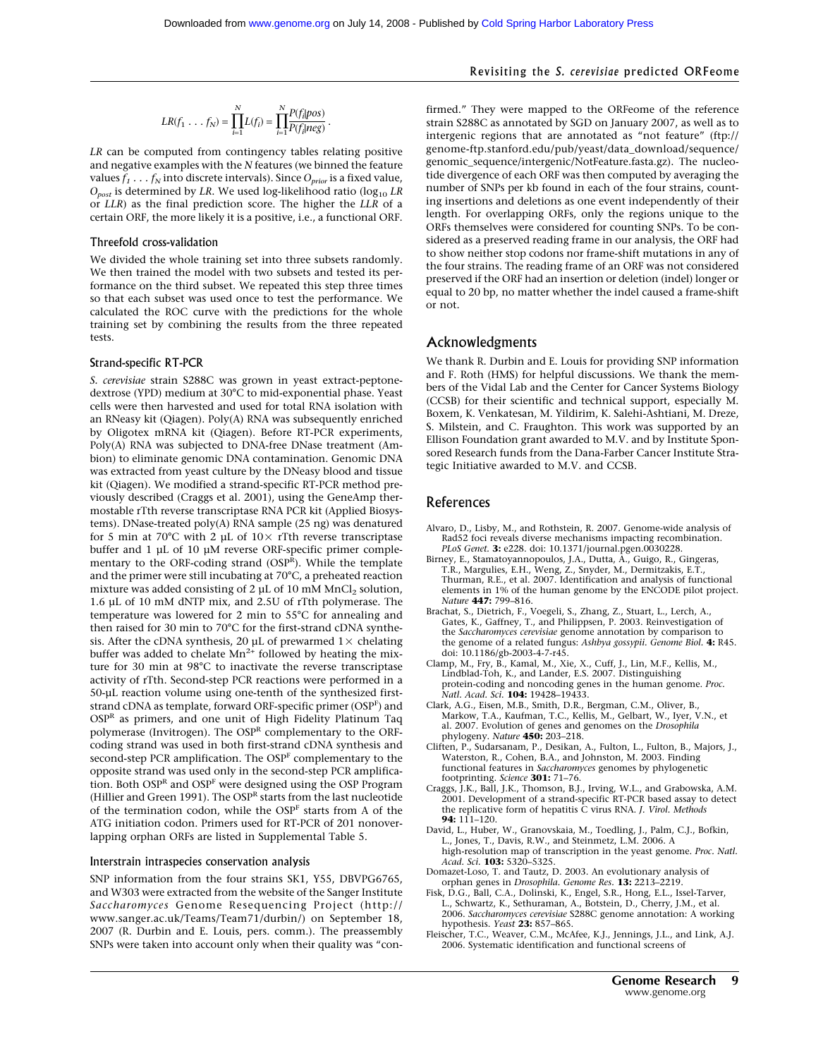$$LR(f_1 \ldots f_N) = \prod_{i=1}^{N} L(f_i) = \prod_{i=1}^{N} \frac{P(f_i|pos)}{P(f_i|neg)}.$$

*LR* can be computed from contingency tables relating positive and negative examples with the *N* features (we binned the feature values $f_1 \ldots f_N$ into discrete intervals). Since $O_{prior}$ is a fixed value, $O_{post}$ is determined by *LR*. We used log-likelihood ratio ($\log_{10} LR$ or *LLR*) as the final prediction score. The higher the *LLR* of a certain ORF, the more likely it is a positive, i.e., a functional ORF.

### Threefold cross-validation

We divided the whole training set into three subsets randomly. We then trained the model with two subsets and tested its performance on the third subset. We repeated this step three times so that each subset was used once to test the performance. We calculated the ROC curve with the predictions for the whole training set by combining the results from the three repeated tests.

### Strand-specific RT-PCR

*S. cerevisiae* strain S288C was grown in yeast extract-peptone-dextrose (YPD) medium at 30°C to mid-exponential phase. Yeast cells were then harvested and used for total RNA isolation with an RNeasy kit (Qiagen). Poly(A) RNA was subsequently enriched by Oligotex mRNA kit (Qiagen). Before RT-PCR experiments, Poly(A) RNA was subjected to DNA-free DNase treatment (Ambion) to eliminate genomic DNA contamination. Genomic DNA was extracted from yeast culture by the DNeasy blood and tissue kit (Qiagen). We modified a strand-specific RT-PCR method previously described (Craggs et al. 2001), using the GeneAmp thermostable rTth reverse transcriptase RNA PCR kit (Applied Biosystems). DNase-treated poly(A) RNA sample (25 ng) was denatured for 5 min at 70°C with 2 µL of 10× rTth reverse transcriptase buffer and 1 µL of 10 µM reverse ORF-specific primer complementary to the ORF-coding strand ($OSP^R$). While the template and the primer were still incubating at 70°C, a preheated reaction mixture was added consisting of 2 µL of 10 mM $MnCl_2$ solution, 1.6 µL of 10 mM dNTP mix, and 2.5U of rTth polymerase. The temperature was lowered for 2 min to 55°C for annealing and then raised for 30 min to 70°C for the first-strand cDNA synthesis. After the cDNA synthesis, 20 µL of prewarmed 1× chelating buffer was added to chelate $Mn^{2+}$ followed by heating the mixture for 30 min at 98°C to inactivate the reverse transcriptase activity of rTth. Second-step PCR reactions were performed in a 50-µL reaction volume using one-tenth of the synthesized first-strand cDNA as template, forward ORF-specific primer ($OSP^F$) and $OSP^R$ as primers, and one unit of High Fidelity Platinum Taq polymerase (Invitrogen). The $OSP^R$ complementary to the ORF-coding strand was used in both first-strand cDNA synthesis and second-step PCR amplification. The $OSP^F$ complementary to the opposite strand was used only in the second-step PCR amplification. Both $OSP^R$ and $OSP^F$ were designed using the OSP Program (Hillier and Green 1991). The $OSP^R$ starts from the last nucleotide of the termination codon, while the $OSP^F$ starts from A of the ATG initiation codon. Primers used for RT-PCR of 201 nonoverlapping orphan ORFs are listed in Supplemental Table 5.

### Interstrain intraspecies conservation analysis

SNP information from the four strains SK1, Y55, DBVPG6765, and W303 were extracted from the website of the Sanger Institute *Saccharomyces* Genome Resequencing Project (http://www.sanger.ac.uk/Teams/Team71/durbin/) on September 18, 2007 (R. Durbin and E. Louis, pers. comm.). The preassembly SNPs were taken into account only when their quality was "confirmed." They were mapped to the ORFeome of the reference strain S288C as annotated by SGD on January 2007, as well as to intergenic regions that are annotated as "not feature" (ftp://genome-ftp.stanford.edu/pub/yeast/data_download/sequence/genomic_sequence/intergenic/NotFeature.fasta.gz). The nucleotide divergence of each ORF was then computed by averaging the number of SNPs per kb found in each of the four strains, counting insertions and deletions as one event independently of their length. For overlapping ORFs, only the regions unique to the ORFs themselves were considered for counting SNPs. To be considered as a preserved reading frame in our analysis, the ORF had to show neither stop codons nor frame-shift mutations in any of the four strains. The reading frame of an ORF was not considered preserved if the ORF had an insertion or deletion (indel) longer or equal to 20 bp, no matter whether the indel caused a frame-shift or not.

## Acknowledgments

We thank R. Durbin and E. Louis for providing SNP information and F. Roth (HMS) for helpful discussions. We thank the members of the Vidal Lab and the Center for Cancer Systems Biology (CCSB) for their scientific and technical support, especially M. Boxem, K. Venkatesan, M. Yildirim, K. Salehi-Ashtiani, M. Dreze, S. Milstein, and C. Fraughton. This work was supported by an Ellison Foundation grant awarded to M.V. and by Institute Sponsored Research funds from the Dana-Farber Cancer Institute Strategic Initiative awarded to M.V. and CCSB.

## References

Alvaro, D., Lisby, M., and Rothstein, R. 2007. Genome-wide analysis of Rad52 foci reveals diverse mechanisms impacting recombination. *PLoS Genet.* **3:** e228. doi: 10.1371/journal.pgen.0030228.

Birney, E., Stamatoyannopoulos, J.A., Dutta, A., Guigo, R., Gingeras, T.R., Margulies, E.H., Weng, Z., Snyder, M., Dermitzakis, E.T., Thurman, R.E., et al. 2007. Identification and analysis of functional elements in 1% of the human genome by the ENCODE pilot project. *Nature* **447:** 799–816.

Brachat, S., Dietrich, F., Voegeli, S., Zhang, Z., Stuart, L., Lerch, A., Gates, K., Gaffney, T., and Philippsen, P. 2003. Reinvestigation of the *Saccharomyces cerevisiae* genome annotation by comparison to the genome of a related fungus: *Ashbya gossypii*. *Genome Biol.* **4:** R45. doi: 10.1186/gb-2003-4-7-r45.

Clamp, M., Fry, B., Kamal, M., Xie, X., Cuff, J., Lin, M.F., Kellis, M., Lindblad-Toh, K., and Lander, E.S. 2007. Distinguishing protein-coding and noncoding genes in the human genome. *Proc. Natl. Acad. Sci.* **104:** 19428–19433.

Clark, A.G., Eisen, M.B., Smith, D.R., Bergman, C.M., Oliver, B., Markow, T.A., Kaufman, T.C., Kellis, M., Gelbart, W., Iyer, V.N., et al. 2007. Evolution of genes and genomes on the *Drosophila* phylogeny. *Nature* **450:** 203–218.

Cliften, P., Sudarsanam, P., Desikan, A., Fulton, L., Fulton, B., Majors, J., Waterston, R., Cohen, B.A., and Johnston, M. 2003. Finding functional features in *Saccharomyces* genomes by phylogenetic footprinting. *Science* **301:** 71–76.

Craggs, J.K., Ball, J.K., Thomson, B.J., Irving, W.L., and Grabowska, A.M. 2001. Development of a strand-specific RT-PCR based assay to detect the replicative form of hepatitis C virus RNA. *J. Virol. Methods* **94:** 111–120.

David, L., Huber, W., Granovskaia, M., Toedling, J., Palm, C.J., Bofkin, L., Jones, T., Davis, R.W., and Steinmetz, L.M. 2006. A high-resolution map of transcription in the yeast genome. *Proc. Natl. Acad. Sci.* **103:** 5320–5325.

Domazet-Loso, T. and Tautz, D. 2003. An evolutionary analysis of orphan genes in *Drosophila*. *Genome Res.* **13:** 2213–2219.

Fisk, D.G., Ball, C.A., Dolinski, K., Engel, S.R., Hong, E.L., Issel-Tarver, L., Schwartz, K., Sethuraman, A., Botstein, D., Cherry, J.M., et al. 2006. *Saccharomyces cerevisiae* S288C genome annotation: A working hypothesis. *Yeast* **23:** 857–865.

Fleischer, T.C., Weaver, C.M., McAfee, K.J., Jennings, J.L., and Link, A.J. 2006. Systematic identification and functional screens of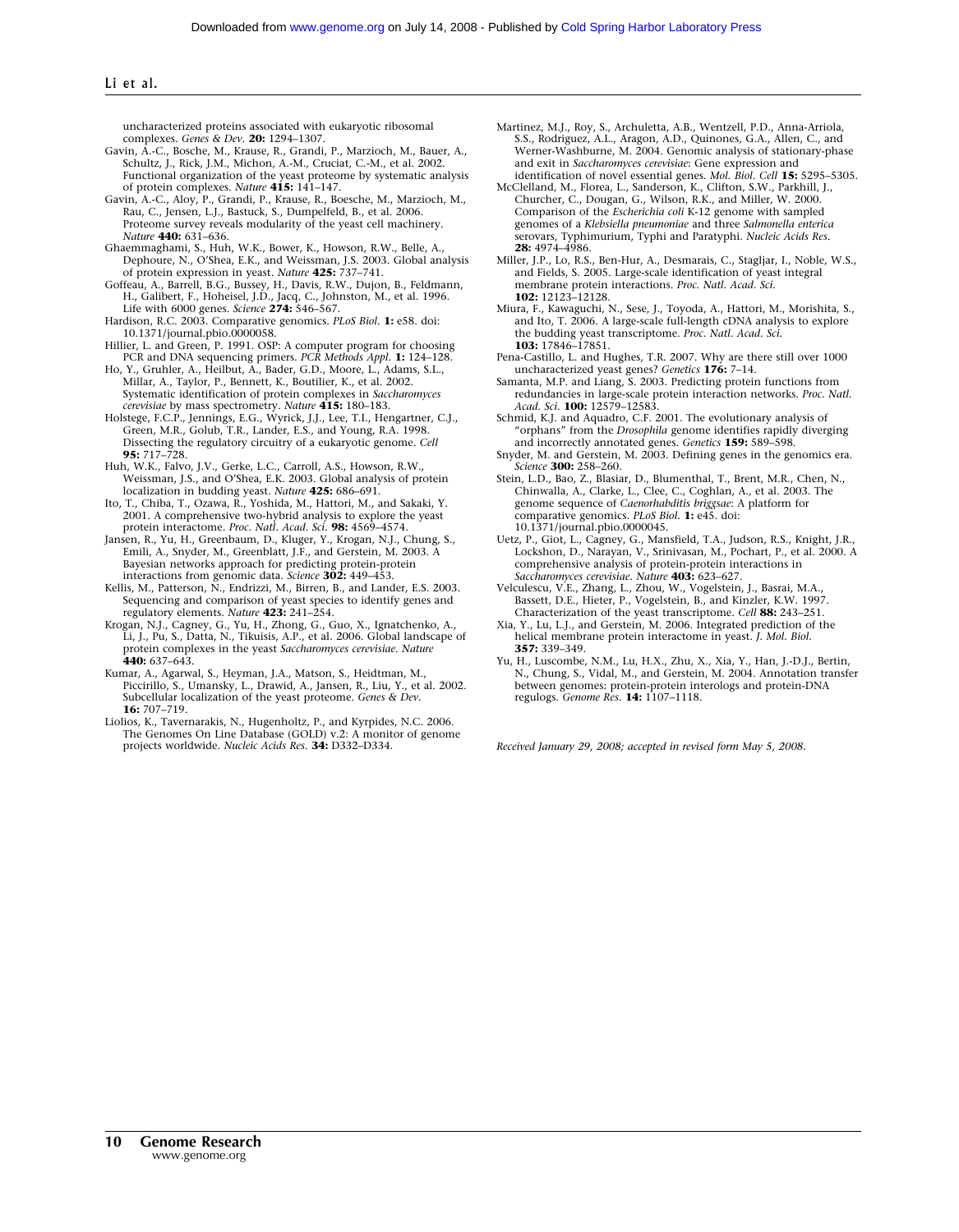uncharacterized proteins associated with eukaryotic ribosomal complexes. *Genes & Dev.* **20:** 1294–1307.

Gavin, A.-C., Bosche, M., Krause, R., Grandi, P., Marzioch, M., Bauer, A., Schultz, J., Rick, J.M., Michon, A.-M., Cruciat, C.-M., et al. 2002. Functional organization of the yeast proteome by systematic analysis of protein complexes. *Nature* **415:** 141–147.

Gavin, A.-C., Aloy, P., Grandi, P., Krause, R., Boesche, M., Marzioch, M., Rau, C., Jensen, L.J., Bastuck, S., Dumpelfeld, B., et al. 2006. Proteome survey reveals modularity of the yeast cell machinery. *Nature* **440:** 631–636.

Ghaemmaghami, S., Huh, W.K., Bower, K., Howson, R.W., Belle, A., Dephoure, N., O'Shea, E.K., and Weissman, J.S. 2003. Global analysis of protein expression in yeast. *Nature* **425:** 737–741.

Goffeau, A., Barrell, B.G., Bussey, H., Davis, R.W., Dujon, B., Feldmann, H., Galibert, F., Hoheisel, J.D., Jacq, C., Johnston, M., et al. 1996. Life with 6000 genes. *Science* **274:** 546–567.

Hardison, R.C. 2003. Comparative genomics. *PLoS Biol.* **1:** e58. doi: 10.1371/journal.pbio.0000058.

Hillier, L. and Green, P. 1991. OSP: A computer program for choosing PCR and DNA sequencing primers. *PCR Methods Appl.* **1:** 124–128.

Ho, Y., Gruhler, A., Heilbut, A., Bader, G.D., Moore, L., Adams, S.L., Millar, A., Taylor, P., Bennett, K., Boutilier, K., et al. 2002. Systematic identification of protein complexes in *Saccharomyces cerevisiae* by mass spectrometry. *Nature* **415:** 180–183.

Holstege, F.C.P., Jennings, E.G., Wyrick, J.J., Lee, T.I., Hengartner, C.J., Green, M.R., Golub, T.R., Lander, E.S., and Young, R.A. 1998. Dissecting the regulatory circuitry of a eukaryotic genome. *Cell* **95:** 717–728.

Huh, W.K., Falvo, J.V., Gerke, L.C., Carroll, A.S., Howson, R.W., Weissman, J.S., and O'Shea, E.K. 2003. Global analysis of protein localization in budding yeast. *Nature* **425:** 686–691.

Ito, T., Chiba, T., Ozawa, R., Yoshida, M., Hattori, M., and Sakaki, Y. 2001. A comprehensive two-hybrid analysis to explore the yeast protein interactome. *Proc. Natl. Acad. Sci.* **98:** 4569–4574.

Jansen, R., Yu, H., Greenbaum, D., Kluger, Y., Krogan, N.J., Chung, S., Emili, A., Snyder, M., Greenblatt, J.F., and Gerstein, M. 2003. A Bayesian networks approach for predicting protein-protein interactions from genomic data. *Science* **302:** 449–453.

Kellis, M., Patterson, N., Endrizzi, M., Birren, B., and Lander, E.S. 2003. Sequencing and comparison of yeast species to identify genes and regulatory elements. *Nature* **423:** 241–254.

Krogan, N.J., Cagney, G., Yu, H., Zhong, G., Guo, X., Ignatchenko, A., Li, J., Pu, S., Datta, N., Tikuisis, A.P., et al. 2006. Global landscape of protein complexes in the yeast *Saccharomyces cerevisiae*. *Nature* **440:** 637–643.

Kumar, A., Agarwal, S., Heyman, J.A., Matson, S., Heidtman, M., Piccirillo, S., Umansky, L., Drawid, A., Jansen, R., Liu, Y., et al. 2002. Subcellular localization of the yeast proteome. *Genes & Dev.* **16:** 707–719.

Liolios, K., Tavernarakis, N., Hugenholtz, P., and Kyrpides, N.C. 2006. The Genomes On Line Database (GOLD) v.2: A monitor of genome projects worldwide. *Nucleic Acids Res.* **34:** D332–D334.

Martinez, M.J., Roy, S., Archuletta, A.B., Wentzell, P.D., Anna-Arriola, S.S., Rodriguez, A.L., Aragon, A.D., Quinones, G.A., Allen, C., and Werner-Washburne, M. 2004. Genomic analysis of stationary-phase and exit in *Saccharomyces cerevisiae*: Gene expression and identification of novel essential genes. *Mol. Biol. Cell* **15:** 5295–5305.

McClelland, M., Florea, L., Sanderson, K., Clifton, S.W., Parkhill, J., Churcher, C., Dougan, G., Wilson, R.K., and Miller, W. 2000. Comparison of the *Escherichia coli* K-12 genome with sampled genomes of a *Klebsiella pneumoniae* and three *Salmonella enterica* serovars, Typhimurium, Typhi and Paratyphi. *Nucleic Acids Res.* **28:** 4974–4986.

Miller, J.P., Lo, R.S., Ben-Hur, A., Desmarais, C., Stagljar, I., Noble, W.S., and Fields, S. 2005. Large-scale identification of yeast integral membrane protein interactions. *Proc. Natl. Acad. Sci.* **102:** 12123–12128.

Miura, F., Kawaguchi, N., Sese, J., Toyoda, A., Hattori, M., Morishita, S., and Ito, T. 2006. A large-scale full-length cDNA analysis to explore the budding yeast transcriptome. *Proc. Natl. Acad. Sci.* **103:** 17846–17851.

Pena-Castillo, L. and Hughes, T.R. 2007. Why are there still over 1000 uncharacterized yeast genes? *Genetics* **176:** 7–14.

Samanta, M.P. and Liang, S. 2003. Predicting protein functions from redundancies in large-scale protein interaction networks. *Proc. Natl. Acad. Sci.* **100:** 12579–12583.

Schmid, K.J. and Aquadro, C.F. 2001. The evolutionary analysis of "orphans" from the *Drosophila* genome identifies rapidly diverging and incorrectly annotated genes. *Genetics* **159:** 589–598.

Snyder, M. and Gerstein, M. 2003. Defining genes in the genomics era. *Science* **300:** 258–260.

Stein, L.D., Bao, Z., Blasiar, D., Blumenthal, T., Brent, M.R., Chen, N., Chinwalla, A., Clarke, L., Clee, C., Coghlan, A., et al. 2003. The genome sequence of *Caenorhabditis briggsae*: A platform for comparative genomics. *PLoS Biol.* **1:** e45. doi: 10.1371/journal.pbio.0000045.

Uetz, P., Giot, L., Cagney, G., Mansfield, T.A., Judson, R.S., Knight, J.R., Lockshon, D., Narayan, V., Srinivasan, M., Pochart, P., et al. 2000. A comprehensive analysis of protein-protein interactions in *Saccharomyces cerevisiae*. *Nature* **403:** 623–627.

Velculescu, V.E., Zhang, L., Zhou, W., Vogelstein, J., Basrai, M.A., Bassett, D.E., Hieter, P., Vogelstein, B., and Kinzler, K.W. 1997. Characterization of the yeast transcriptome. *Cell* **88:** 243–251.

Xia, Y., Lu, L.J., and Gerstein, M. 2006. Integrated prediction of the helical membrane protein interactome in yeast. *J. Mol. Biol.* **357:** 339–349.

Yu, H., Luscombe, N.M., Lu, H.X., Zhu, X., Xia, Y., Han, J.-D.J., Bertin, N., Chung, S., Vidal, M., and Gerstein, M. 2004. Annotation transfer between genomes: protein-protein interologs and protein-DNA regulogs. *Genome Res.* **14:** 1107–1118.

*Received January 29, 2008; accepted in revised form May 5, 2008.*